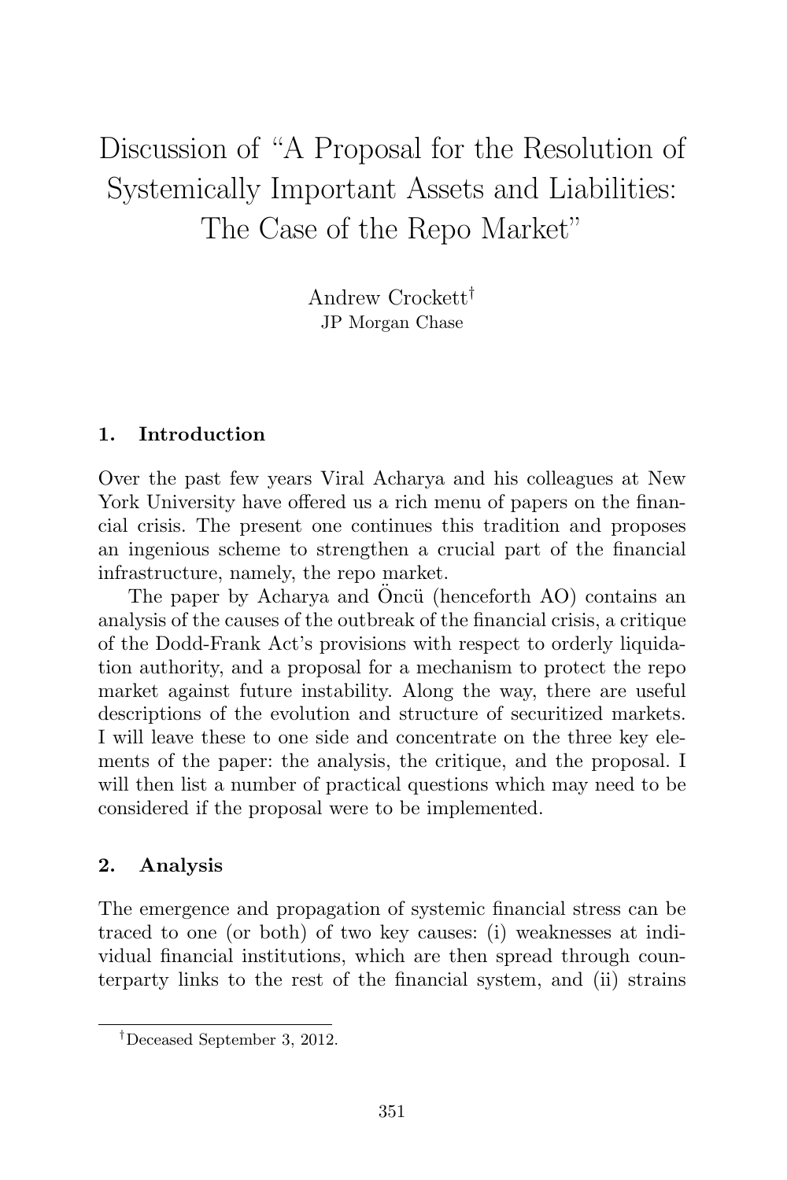# Discussion of "A Proposal for the Resolution of Systemically Important Assets and Liabilities: The Case of the Repo Market"

Andrew Crockett[†]
JP Morgan Chase

## 1. Introduction

Over the past few years Viral Acharya and his colleagues at New York University have offered us a rich menu of papers on the financial crisis. The present one continues this tradition and proposes an ingenious scheme to strengthen a crucial part of the financial infrastructure, namely, the repo market.

The paper by Acharya and Öncü (henceforth AO) contains an analysis of the causes of the outbreak of the financial crisis, a critique of the Dodd-Frank Act's provisions with respect to orderly liquidation authority, and a proposal for a mechanism to protect the repo market against future instability. Along the way, there are useful descriptions of the evolution and structure of securitized markets. I will leave these to one side and concentrate on the three key elements of the paper: the analysis, the critique, and the proposal. I will then list a number of practical questions which may need to be considered if the proposal were to be implemented.

## 2. Analysis

The emergence and propagation of systemic financial stress can be traced to one (or both) of two key causes: (i) weaknesses at individual financial institutions, which are then spread through counterparty links to the rest of the financial system, and (ii) strains

[†]Deceased September 3, 2012.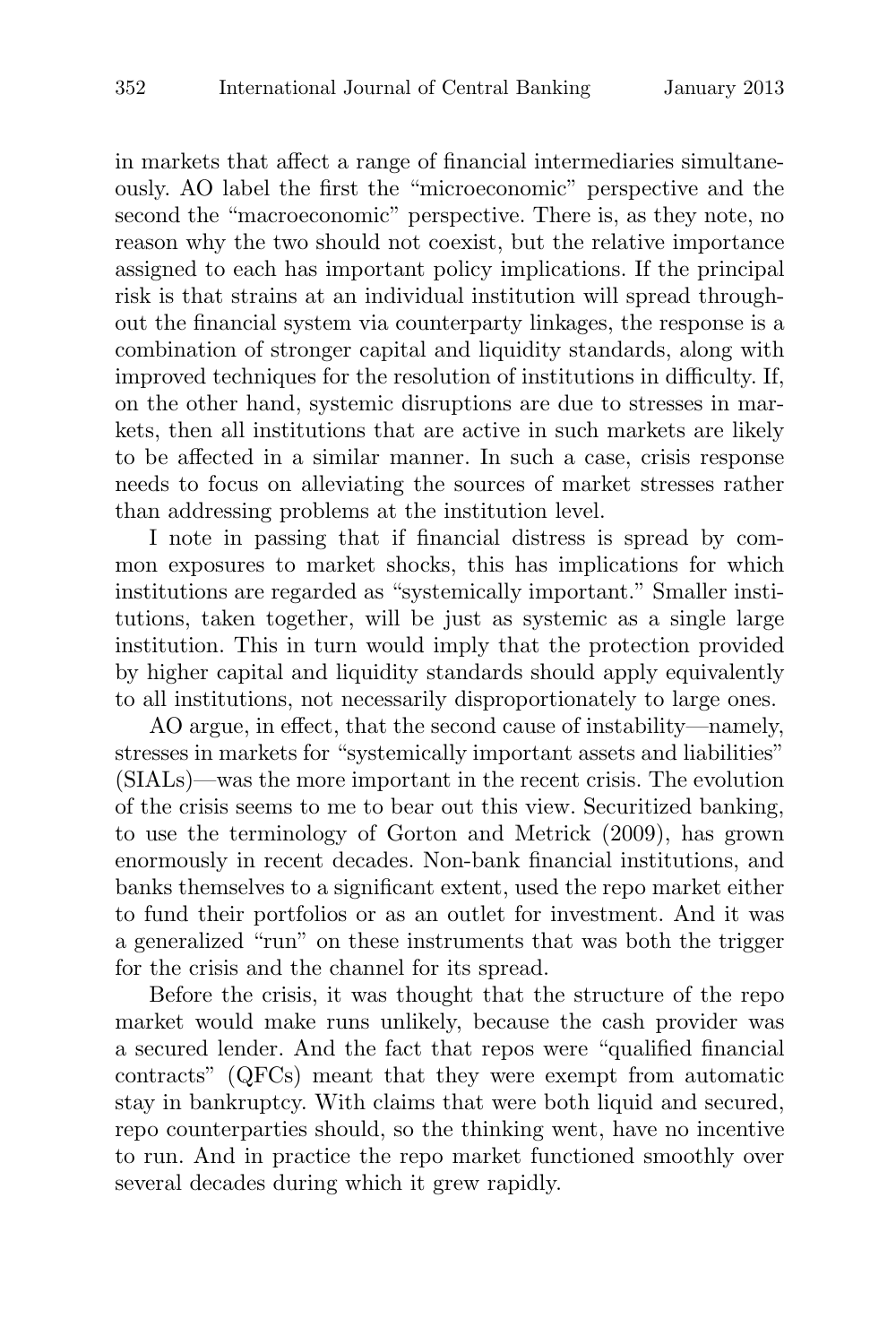in markets that affect a range of financial intermediaries simultaneously. AO label the first the "microeconomic" perspective and the second the "macroeconomic" perspective. There is, as they note, no reason why the two should not coexist, but the relative importance assigned to each has important policy implications. If the principal risk is that strains at an individual institution will spread throughout the financial system via counterparty linkages, the response is a combination of stronger capital and liquidity standards, along with improved techniques for the resolution of institutions in difficulty. If, on the other hand, systemic disruptions are due to stresses in markets, then all institutions that are active in such markets are likely to be affected in a similar manner. In such a case, crisis response needs to focus on alleviating the sources of market stresses rather than addressing problems at the institution level.

I note in passing that if financial distress is spread by common exposures to market shocks, this has implications for which institutions are regarded as "systemically important." Smaller institutions, taken together, will be just as systemic as a single large institution. This in turn would imply that the protection provided by higher capital and liquidity standards should apply equivalently to all institutions, not necessarily disproportionately to large ones.

AO argue, in effect, that the second cause of instability—namely, stresses in markets for "systemically important assets and liabilities" (SIALs)—was the more important in the recent crisis. The evolution of the crisis seems to me to bear out this view. Securitized banking, to use the terminology of Gorton and Metrick (2009), has grown enormously in recent decades. Non-bank financial institutions, and banks themselves to a significant extent, used the repo market either to fund their portfolios or as an outlet for investment. And it was a generalized "run" on these instruments that was both the trigger for the crisis and the channel for its spread.

Before the crisis, it was thought that the structure of the repo market would make runs unlikely, because the cash provider was a secured lender. And the fact that repos were "qualified financial contracts" (QFCs) meant that they were exempt from automatic stay in bankruptcy. With claims that were both liquid and secured, repo counterparties should, so the thinking went, have no incentive to run. And in practice the repo market functioned smoothly over several decades during which it grew rapidly.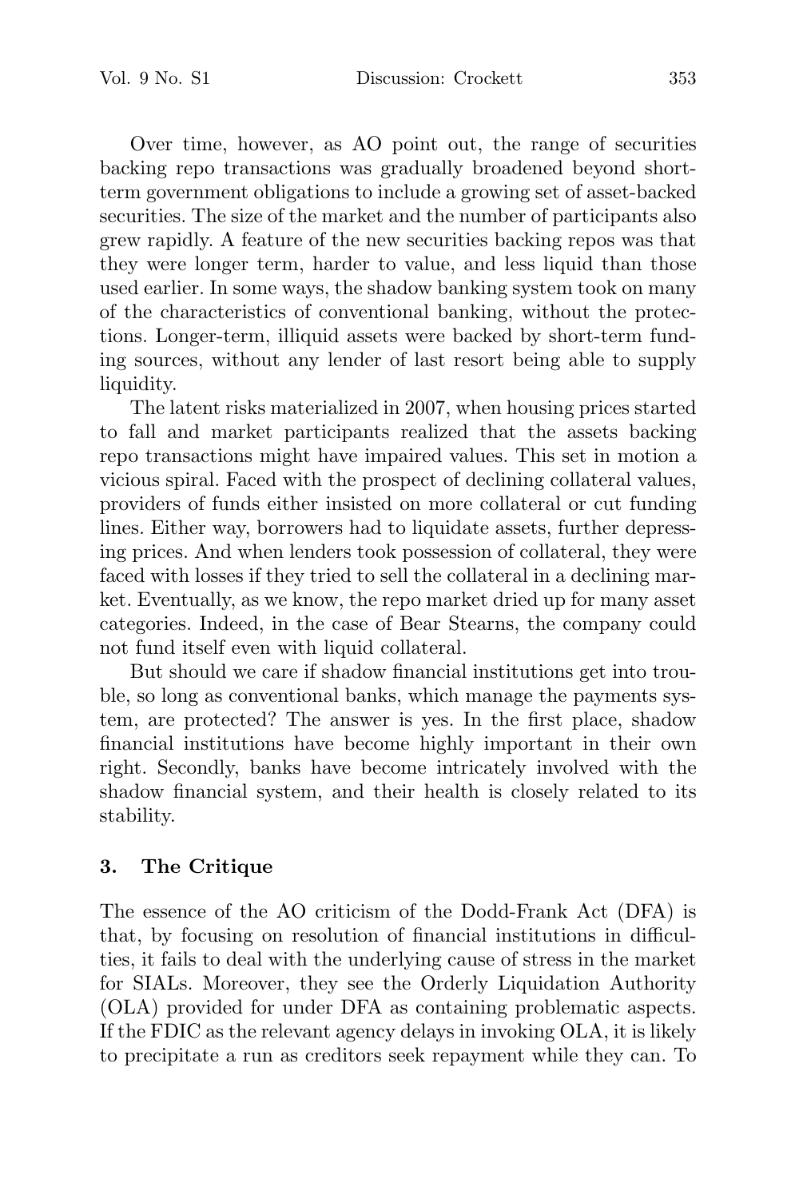Over time, however, as AO point out, the range of securities backing repo transactions was gradually broadened beyond short-term government obligations to include a growing set of asset-backed securities. The size of the market and the number of participants also grew rapidly. A feature of the new securities backing repos was that they were longer term, harder to value, and less liquid than those used earlier. In some ways, the shadow banking system took on many of the characteristics of conventional banking, without the protections. Longer-term, illiquid assets were backed by short-term funding sources, without any lender of last resort being able to supply liquidity.

The latent risks materialized in 2007, when housing prices started to fall and market participants realized that the assets backing repo transactions might have impaired values. This set in motion a vicious spiral. Faced with the prospect of declining collateral values, providers of funds either insisted on more collateral or cut funding lines. Either way, borrowers had to liquidate assets, further depressing prices. And when lenders took possession of collateral, they were faced with losses if they tried to sell the collateral in a declining market. Eventually, as we know, the repo market dried up for many asset categories. Indeed, in the case of Bear Stearns, the company could not fund itself even with liquid collateral.

But should we care if shadow financial institutions get into trouble, so long as conventional banks, which manage the payments system, are protected? The answer is yes. In the first place, shadow financial institutions have become highly important in their own right. Secondly, banks have become intricately involved with the shadow financial system, and their health is closely related to its stability.

## 3. The Critique

The essence of the AO criticism of the Dodd-Frank Act (DFA) is that, by focusing on resolution of financial institutions in difficulties, it fails to deal with the underlying cause of stress in the market for SIALs. Moreover, they see the Orderly Liquidation Authority (OLA) provided for under DFA as containing problematic aspects. If the FDIC as the relevant agency delays in invoking OLA, it is likely to precipitate a run as creditors seek repayment while they can. To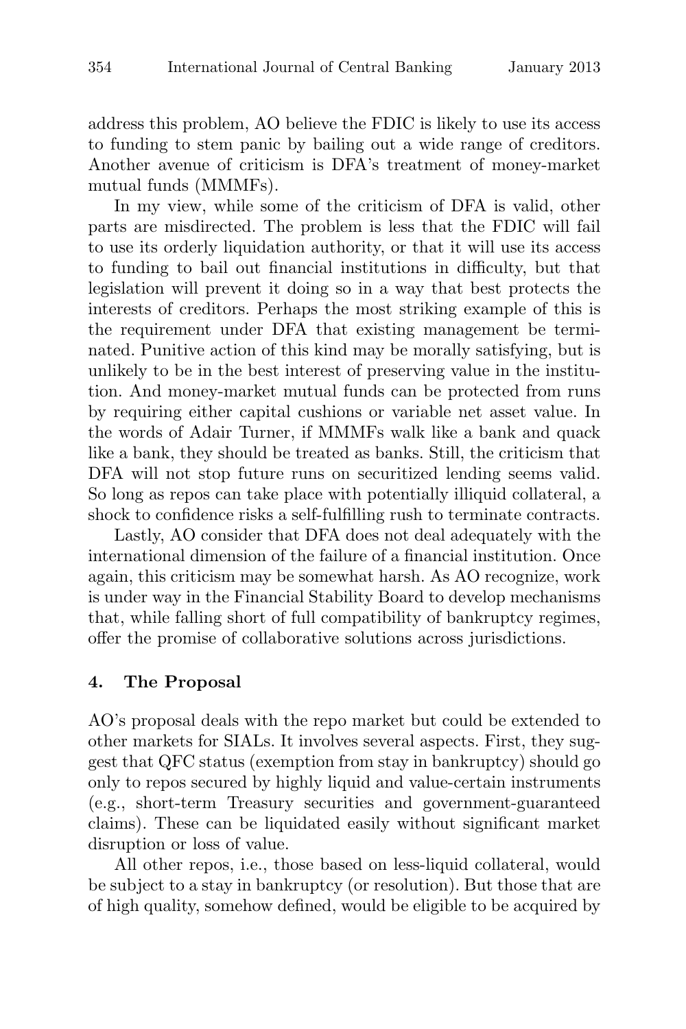address this problem, AO believe the FDIC is likely to use its access to funding to stem panic by bailing out a wide range of creditors. Another avenue of criticism is DFA's treatment of money-market mutual funds (MMMFs).

In my view, while some of the criticism of DFA is valid, other parts are misdirected. The problem is less that the FDIC will fail to use its orderly liquidation authority, or that it will use its access to funding to bail out financial institutions in difficulty, but that legislation will prevent it doing so in a way that best protects the interests of creditors. Perhaps the most striking example of this is the requirement under DFA that existing management be terminated. Punitive action of this kind may be morally satisfying, but is unlikely to be in the best interest of preserving value in the institution. And money-market mutual funds can be protected from runs by requiring either capital cushions or variable net asset value. In the words of Adair Turner, if MMMFs walk like a bank and quack like a bank, they should be treated as banks. Still, the criticism that DFA will not stop future runs on securitized lending seems valid. So long as repos can take place with potentially illiquid collateral, a shock to confidence risks a self-fulfilling rush to terminate contracts.

Lastly, AO consider that DFA does not deal adequately with the international dimension of the failure of a financial institution. Once again, this criticism may be somewhat harsh. As AO recognize, work is under way in the Financial Stability Board to develop mechanisms that, while falling short of full compatibility of bankruptcy regimes, offer the promise of collaborative solutions across jurisdictions.

## 4. The Proposal

AO's proposal deals with the repo market but could be extended to other markets for SIALs. It involves several aspects. First, they suggest that QFC status (exemption from stay in bankruptcy) should go only to repos secured by highly liquid and value-certain instruments (e.g., short-term Treasury securities and government-guaranteed claims). These can be liquidated easily without significant market disruption or loss of value.

All other repos, i.e., those based on less-liquid collateral, would be subject to a stay in bankruptcy (or resolution). But those that are of high quality, somehow defined, would be eligible to be acquired by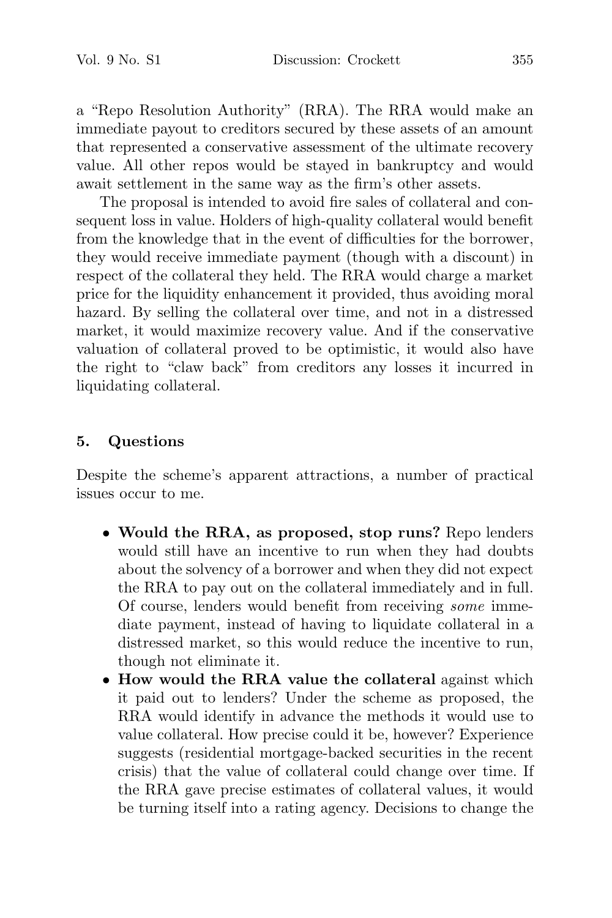a "Repo Resolution Authority" (RRA). The RRA would make an immediate payout to creditors secured by these assets of an amount that represented a conservative assessment of the ultimate recovery value. All other repos would be stayed in bankruptcy and would await settlement in the same way as the firm's other assets.

The proposal is intended to avoid fire sales of collateral and consequent loss in value. Holders of high-quality collateral would benefit from the knowledge that in the event of difficulties for the borrower, they would receive immediate payment (though with a discount) in respect of the collateral they held. The RRA would charge a market price for the liquidity enhancement it provided, thus avoiding moral hazard. By selling the collateral over time, and not in a distressed market, it would maximize recovery value. And if the conservative valuation of collateral proved to be optimistic, it would also have the right to "claw back" from creditors any losses it incurred in liquidating collateral.

## 5. Questions

Despite the scheme's apparent attractions, a number of practical issues occur to me.

- **Would the RRA, as proposed, stop runs?** Repo lenders would still have an incentive to run when they had doubts about the solvency of a borrower and when they did not expect the RRA to pay out on the collateral immediately and in full. Of course, lenders would benefit from receiving *some* immediate payment, instead of having to liquidate collateral in a distressed market, so this would reduce the incentive to run, though not eliminate it.
- **How would the RRA value the collateral** against which it paid out to lenders? Under the scheme as proposed, the RRA would identify in advance the methods it would use to value collateral. How precise could it be, however? Experience suggests (residential mortgage-backed securities in the recent crisis) that the value of collateral could change over time. If the RRA gave precise estimates of collateral values, it would be turning itself into a rating agency. Decisions to change the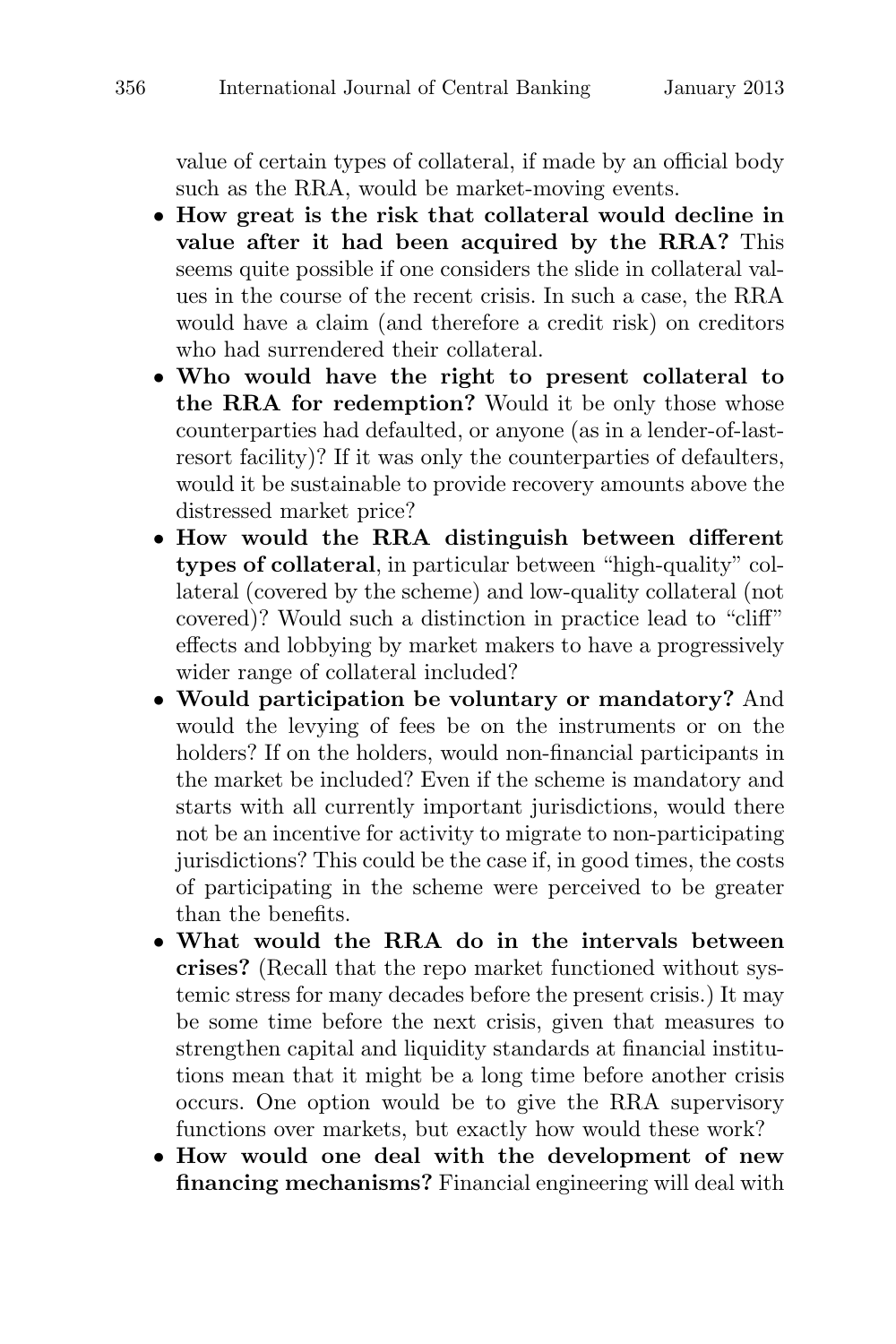value of certain types of collateral, if made by an official body such as the RRA, would be market-moving events.

- **How great is the risk that collateral would decline in value after it had been acquired by the RRA?** This seems quite possible if one considers the slide in collateral values in the course of the recent crisis. In such a case, the RRA would have a claim (and therefore a credit risk) on creditors who had surrendered their collateral.
- **Who would have the right to present collateral to the RRA for redemption?** Would it be only those whose counterparties had defaulted, or anyone (as in a lender-of-last-resort facility)? If it was only the counterparties of defaulters, would it be sustainable to provide recovery amounts above the distressed market price?
- **How would the RRA distinguish between different types of collateral**, in particular between "high-quality" collateral (covered by the scheme) and low-quality collateral (not covered)? Would such a distinction in practice lead to "cliff" effects and lobbying by market makers to have a progressively wider range of collateral included?
- **Would participation be voluntary or mandatory?** And would the levying of fees be on the instruments or on the holders? If on the holders, would non-financial participants in the market be included? Even if the scheme is mandatory and starts with all currently important jurisdictions, would there not be an incentive for activity to migrate to non-participating jurisdictions? This could be the case if, in good times, the costs of participating in the scheme were perceived to be greater than the benefits.
- **What would the RRA do in the intervals between crises?** (Recall that the repo market functioned without systemic stress for many decades before the present crisis.) It may be some time before the next crisis, given that measures to strengthen capital and liquidity standards at financial institutions mean that it might be a long time before another crisis occurs. One option would be to give the RRA supervisory functions over markets, but exactly how would these work?
- **How would one deal with the development of new financing mechanisms?** Financial engineering will deal with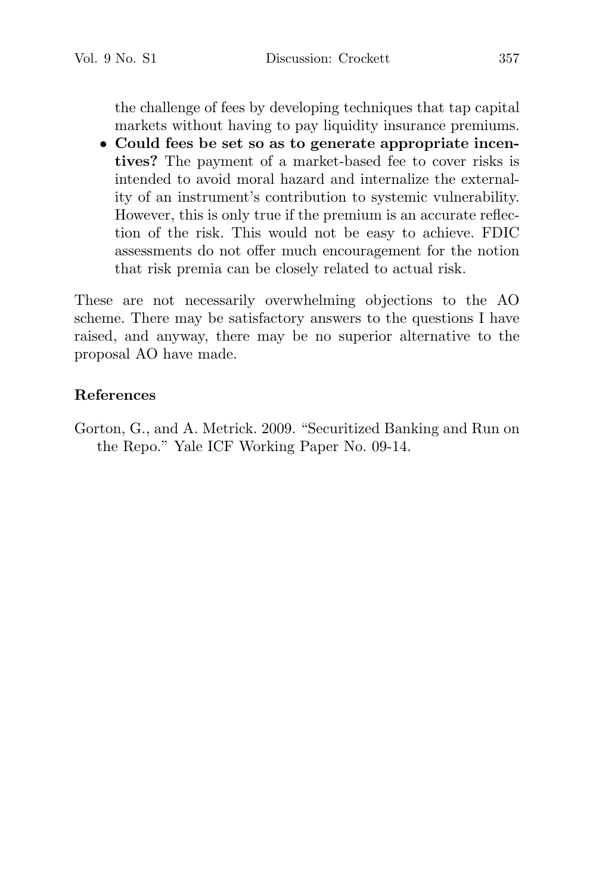the challenge of fees by developing techniques that tap capital markets without having to pay liquidity insurance premiums.

- **Could fees be set so as to generate appropriate incentives?** The payment of a market-based fee to cover risks is intended to avoid moral hazard and internalize the externality of an instrument's contribution to systemic vulnerability. However, this is only true if the premium is an accurate reflection of the risk. This would not be easy to achieve. FDIC assessments do not offer much encouragement for the notion that risk premia can be closely related to actual risk.

These are not necessarily overwhelming objections to the AO scheme. There may be satisfactory answers to the questions I have raised, and anyway, there may be no superior alternative to the proposal AO have made.

## References

Gorton, G., and A. Metrick. 2009. "Securitized Banking and Run on the Repo." Yale ICF Working Paper No. 09-14.